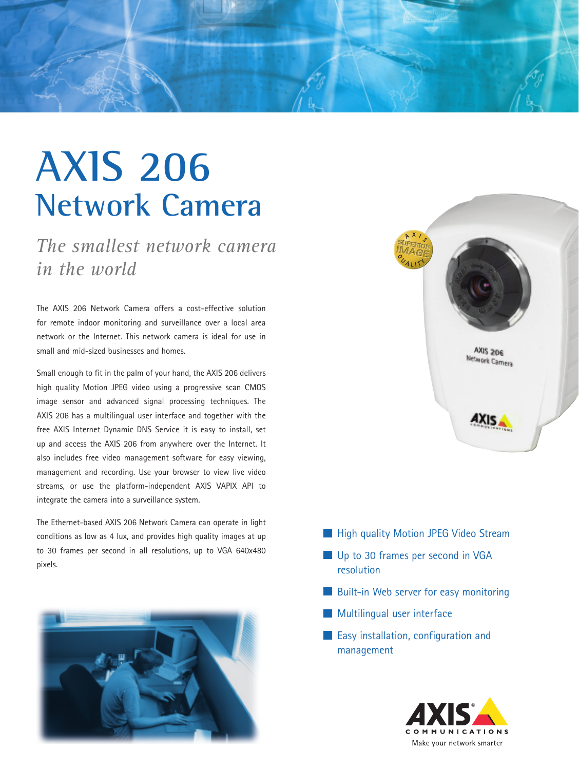# AXIS 206
## Network Camera

*The smallest network camera in the world*

The AXIS 206 Network Camera offers a cost-effective solution for remote indoor monitoring and surveillance over a local area network or the Internet. This network camera is ideal for use in small and mid-sized businesses and homes.

Small enough to fit in the palm of your hand, the AXIS 206 delivers high quality Motion JPEG video using a progressive scan CMOS image sensor and advanced signal processing techniques. The AXIS 206 has a multilingual user interface and together with the free AXIS Internet Dynamic DNS Service it is easy to install, set up and access the AXIS 206 from anywhere over the Internet. It also includes free video management software for easy viewing, management and recording. Use your browser to view live video streams, or use the platform-independent AXIS VAPIX API to integrate the camera into a surveillance system.

The Ethernet-based AXIS 206 Network Camera can operate in light conditions as low as 4 lux, and provides high quality images at up to 30 frames per second in all resolutions, up to VGA 640x480 pixels.

- High quality Motion JPEG Video Stream
- Up to 30 frames per second in VGA resolution
- Built-in Web server for easy monitoring
- Multilingual user interface
- Easy installation, configuration and management

AXIS COMMUNICATIONS

Make your network smarter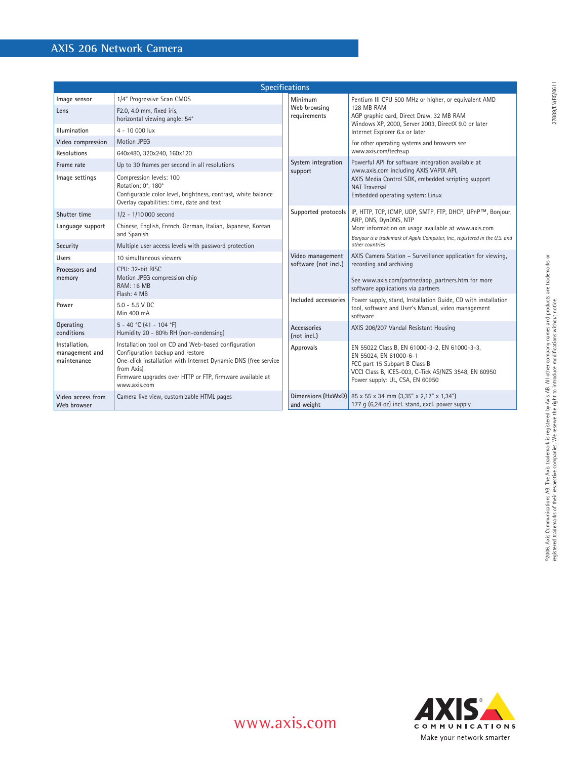# AXIS 206 Network Camera

## Specifications

| | |
|---|---|
| Image sensor | 1/4" Progressive Scan CMOS |
| Lens | F2.0, 4.0 mm, fixed iris, horizontal viewing angle: 54° |
| Illumination | 4 - 10 000 lux |
| Video compression | Motion JPEG |
| Resolutions | 640x480, 320x240, 160x120 |
| Frame rate | Up to 30 frames per second in all resolutions |
| Image settings | Compression levels: 100<br>Rotation: 0°, 180°<br>Configurable color level, brightness, contrast, white balance<br>Overlay capabilities: time, date and text |
| Shutter time | 1/2 - 1/10 000 second |
| Language support | Chinese, English, French, German, Italian, Japanese, Korean and Spanish |
| Security | Multiple user access levels with password protection |
| Users | 10 simultaneous viewers |
| Processors and memory | CPU: 32-bit RISC<br>Motion JPEG compression chip<br>RAM: 16 MB<br>Flash: 4 MB |
| Power | 5.0 - 5.5 V DC<br>Min 400 mA |
| Operating conditions | 5 - 40 °C (41 - 104 °F)<br>Humidity 20 - 80% RH (non-condensing) |
| Installation, management and maintenance | Installation tool on CD and Web-based configuration<br>Configuration backup and restore<br>One-click installation with Internet Dynamic DNS (free service from Axis)<br>Firmware upgrades over HTTP or FTP, firmware available at www.axis.com |
| Video access from Web browser | Camera live view, customizable HTML pages |
| Minimum Web browsing requirements | Pentium III CPU 500 MHz or higher, or equivalent AMD<br>128 MB RAM<br>AGP graphic card, Direct Draw, 32 MB RAM<br>Windows XP, 2000, Server 2003, DirectX 9.0 or later<br>Internet Explorer 6.x or later<br>For other operating systems and browsers see www.axis.com/techsup |
| System integration support | Powerful API for software integration available at www.axis.com including AXIS VAPIX API,<br>AXIS Media Control SDK, embedded scripting support<br>NAT Traversal<br>Embedded operating system: Linux |
| Supported protocols | IP, HTTP, TCP, ICMP, UDP, SMTP, FTP, DHCP, UPnP™, Bonjour, ARP, DNS, DynDNS, NTP<br>More information on usage available at www.axis.com<br>*Bonjour is a trademark of Apple Computer, Inc., registered in the U.S. and other countries* |
| Video management software (not incl.) | AXIS Camera Station – Surveillance application for viewing, recording and archiving<br>See www.axis.com/partner/adp_partners.htm for more software applications via partners |
| Included accessories | Power supply, stand, Installation Guide, CD with installation tool, software and User's Manual, video management software |
| Accessories (not incl.) | AXIS 206/207 Vandal Resistant Housing |
| Approvals | EN 55022 Class B, EN 61000-3-2, EN 61000-3-3, EN 55024, EN 61000-6-1<br>FCC part 15 Subpart B Class B<br>VCCI Class B, ICES-003, C-Tick AS/NZS 3548, EN 60950<br>Power supply: UL, CSA, EN 60950 |
| Dimensions (HxWxD) and weight | 85 x 55 x 34 mm (3,35" x 2,17" x 1,34")<br>177 g (6,24 oz) incl. stand, excl. power supply |

27889/EN/R5/0611

©2006, Axis Communications AB. The Axis trademark is registered by Axis AB. All other company names and products are trademarks or registered trademarks of their respective companies. We reserve the right to introduce modifications without notice.

www.axis.com

AXIS COMMUNICATIONS
Make your network smarter